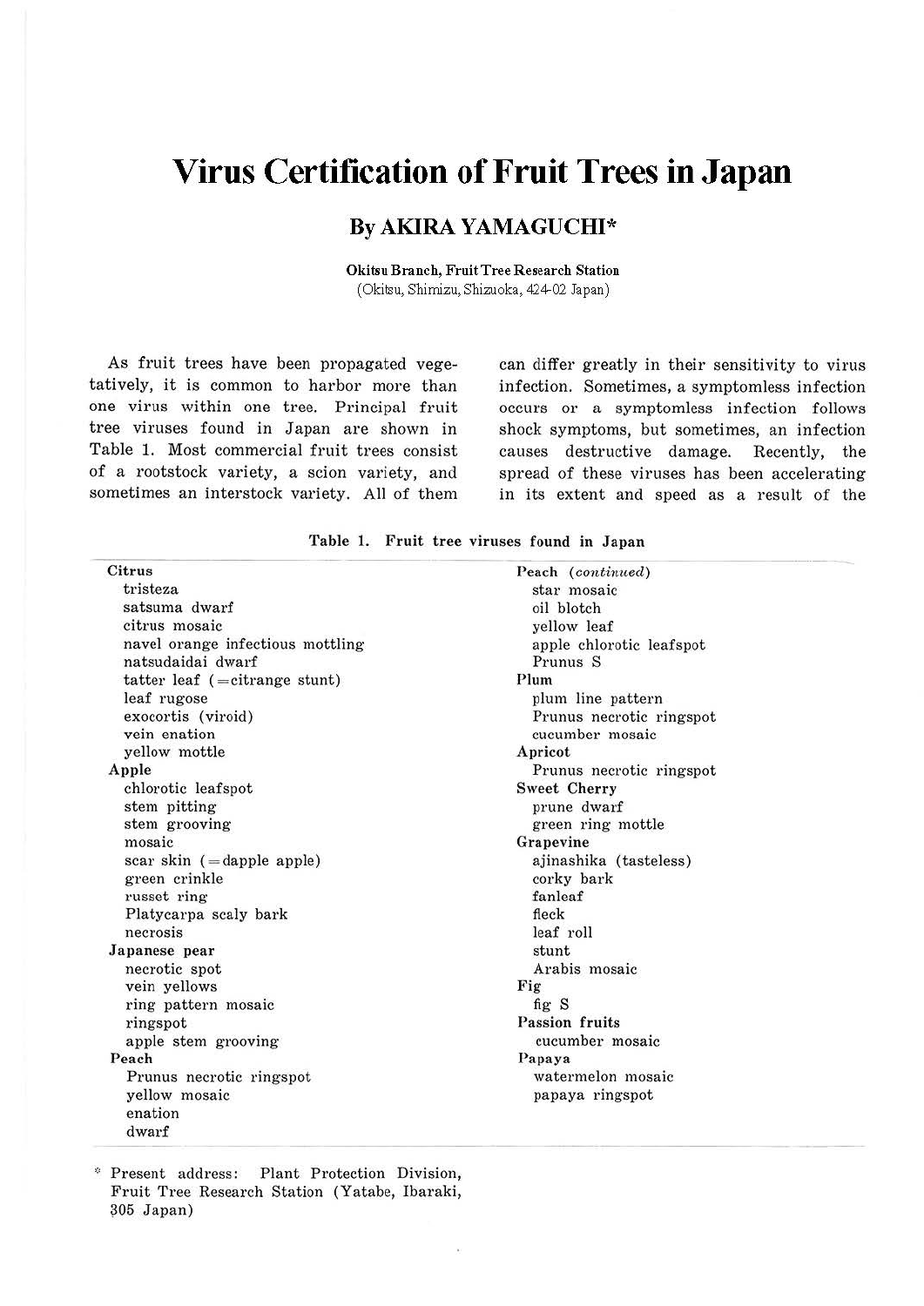# Virus Certification of Fruit Trees in Japan

## By AKIRA YAMAGUCHI*

**Okitsu Branch, Fruit Tree Research Station**
(Okitsu, Shimizu, Shizuoka, 424-02 Japan)

As fruit trees have been propagated vegetatively, it is common to harbor more than one virus within one tree. Principal fruit tree viruses found in Japan are shown in Table 1. Most commercial fruit trees consist of a rootstock variety, a scion variety, and sometimes an interstock variety. All of them can differ greatly in their sensitivity to virus infection. Sometimes, a symptomless infection occurs or a symptomless infection follows shock symptoms, but sometimes, an infection causes destructive damage. Recently, the spread of these viruses has been accelerating in its extent and speed as a result of the

**Table 1. Fruit tree viruses found in Japan**

| Crop | Virus |
|---|---|
| **Citrus** | tristeza |
| | satsuma dwarf |
| | citrus mosaic |
| | navel orange infectious mottling |
| | natsudaidai dwarf |
| | tatter leaf (=citrange stunt) |
| | leaf rugose |
| | exocortis (viroid) |
| | vein enation |
| | yellow mottle |
| **Apple** | chlorotic leafspot |
| | stem pitting |
| | stem grooving |
| | mosaic |
| | scar skin (=dapple apple) |
| | green crinkle |
| | russet ring |
| | Platycarpa scaly bark |
| | necrosis |
| **Japanese pear** | necrotic spot |
| | vein yellows |
| | ring pattern mosaic |
| | ringspot |
| | apple stem grooving |
| **Peach** | Prunus necrotic ringspot |
| | yellow mosaic |
| | enation |
| | dwarf |
| | star mosaic |
| | oil blotch |
| | yellow leaf |
| | apple chlorotic leafspot |
| | Prunus S |
| **Plum** | plum line pattern |
| | Prunus necrotic ringspot |
| | cucumber mosaic |
| **Apricot** | Prunus necrotic ringspot |
| **Sweet Cherry** | prune dwarf |
| | green ring mottle |
| **Grapevine** | ajinashika (tasteless) |
| | corky bark |
| | fanleaf |
| | fleck |
| | leaf roll |
| | stunt |
| | Arabis mosaic |
| **Fig** | fig S |
| **Passion fruits** | cucumber mosaic |
| **Papaya** | watermelon mosaic |
| | papaya ringspot |

\* Present address: Plant Protection Division, Fruit Tree Research Station (Yatabe, Ibaraki, 305 Japan)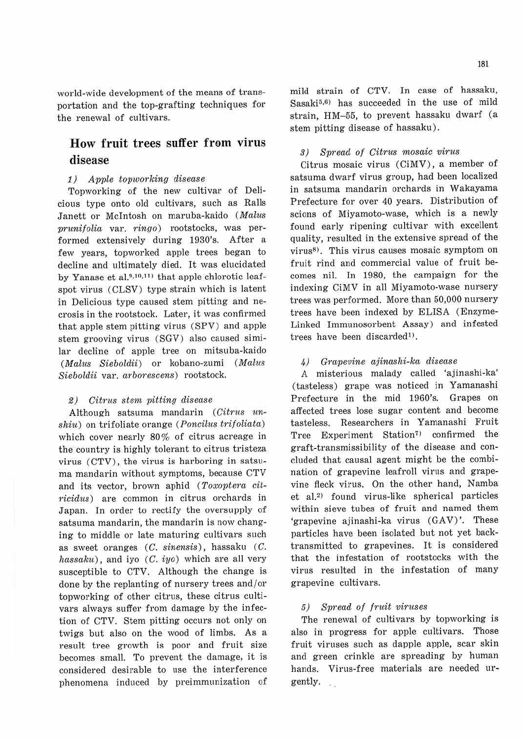world-wide development of the means of transportation and the top-grafting techniques for the renewal of cultivars.

## How fruit trees suffer from virus disease

### *1) Apple topworking disease*

Topworking of the new cultivar of Delicious type onto old cultivars, such as Ralls Janett or McIntosh on maruba-kaido (*Malus prunifolia* var. *ringo*) rootstocks, was performed extensively during 1930's. After a few years, topworked apple trees began to decline and ultimately died. It was elucidated by Yanase et al.[9,10,11] that apple chlorotic leafspot virus (CLSV) type strain which is latent in Delicious type caused stem pitting and necrosis in the rootstock. Later, it was confirmed that apple stem pitting virus (SPV) and apple stem grooving virus (SGV) also caused similar decline of apple tree on mitsuba-kaido (*Malus Sieboldii*) or kobano-zumi (*Malus Sieboldii* var. *arborescens*) rootstock.

### *2) Citrus stem pitting disease*

Although satsuma mandarin (*Citrus unshiu*) on trifoliate orange (*Poncilus trifoliata*) which cover nearly 80% of citrus acreage in the country is highly tolerant to citrus tristeza virus (CTV), the virus is harboring in satsuma mandarin without symptoms, because CTV and its vector, brown aphid (*Toxoptera citricidus*) are common in citrus orchards in Japan. In order to rectify the oversupply of satsuma mandarin, the mandarin is now changing to middle or late maturing cultivars such as sweet oranges (*C. sinensis*), hassaku (*C. hassaku*), and iyo (*C. iyo*) which are all very susceptible to CTV. Although the change is done by the replanting of nursery trees and/or topworking of other citrus, these citrus cultivars always suffer from damage by the infection of CTV. Stem pitting occurs not only on twigs but also on the wood of limbs. As a result tree growth is poor and fruit size becomes small. To prevent the damage, it is considered desirable to use the interference phenomena induced by preimmunization of mild strain of CTV. In case of hassaku, Sasaki[5,6] has succeeded in the use of mild strain, HM-55, to prevent hassaku dwarf (a stem pitting disease of hassaku).

### *3) Spread of Citrus mosaic virus*

Citrus mosaic virus (CiMV), a member of satsuma dwarf virus group, had been localized in satsuma mandarin orchards in Wakayama Prefecture for over 40 years. Distribution of scions of Miyamoto-wase, which is a newly found early ripening cultivar with excellent quality, resulted in the extensive spread of the virus[8]. This virus causes mosaic symptom on fruit rind and commercial value of fruit becomes nil. In 1980, the campaign for the indexing CiMV in all Miyamoto-wase nursery trees was performed. More than 50,000 nursery trees have been indexed by ELISA (Enzyme-Linked Immunosorbent Assay) and infested trees have been discarded[1].

### *4) Grapevine ajinashi-ka disease*

A misterious malady called 'ajinashi-ka' (tasteless) grape was noticed in Yamanashi Prefecture in the mid 1960's. Grapes on affected trees lose sugar content and become tasteless. Researchers in Yamanashi Fruit Tree Experiment Station[7] confirmed the graft-transmissibility of the disease and concluded that causal agent might be the combination of grapevine leafroll virus and grapevine fleck virus. On the other hand, Namba et al.[2] found virus-like spherical particles within sieve tubes of fruit and named them 'grapevine ajinashi-ka virus (GAV)'. These particles have been isolated but not yet back-transmitted to grapevines. It is considered that the infestation of rootstocks with the virus resulted in the infestation of many grapevine cultivars.

### *5) Spread of fruit viruses*

The renewal of cultivars by topworking is also in progress for apple cultivars. Those fruit viruses such as dapple apple, scar skin and green crinkle are spreading by human hands. Virus-free materials are needed urgently.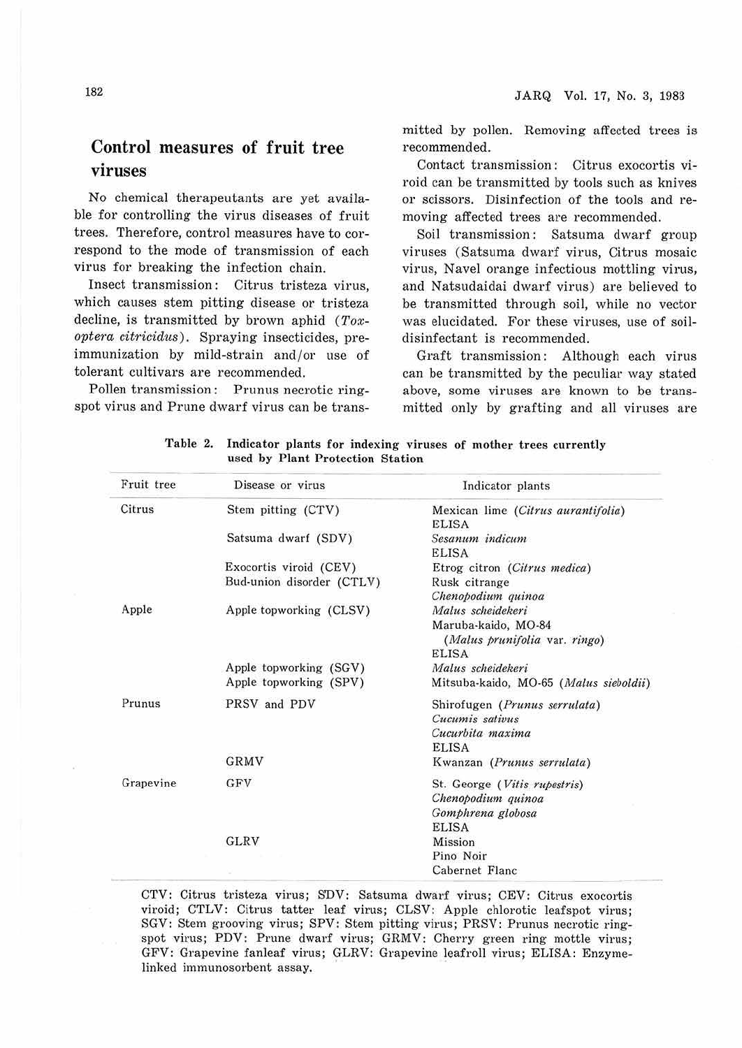## Control measures of fruit tree viruses

No chemical therapeutants are yet available for controlling the virus diseases of fruit trees. Therefore, control measures have to correspond to the mode of transmission of each virus for breaking the infection chain.

Insect transmission: Citrus tristeza virus, which causes stem pitting disease or tristeza decline, is transmitted by brown aphid (*Toxoptera citricidus*). Spraying insecticides, preimmunization by mild-strain and/or use of tolerant cultivars are recommended.

Pollen transmission: Prunus necrotic ringspot virus and Prune dwarf virus can be transmitted by pollen. Removing affected trees is recommended.

Contact transmission: Citrus exocortis viroid can be transmitted by tools such as knives or scissors. Disinfection of the tools and removing affected trees are recommended.

Soil transmission: Satsuma dwarf group viruses (Satsuma dwarf virus, Citrus mosaic virus, Navel orange infectious mottling virus, and Natsudaidai dwarf virus) are believed to be transmitted through soil, while no vector was elucidated. For these viruses, use of soil-disinfectant is recommended.

Graft transmission: Although each virus can be transmitted by the peculiar way stated above, some viruses are known to be transmitted only by grafting and all viruses are

**Table 2. Indicator plants for indexing viruses of mother trees currently used by Plant Protection Station**

| Fruit tree | Disease or virus | Indicator plants |
|---|---|---|
| Citrus | Stem pitting (CTV) | Mexican lime (*Citrus aurantifolia*) |
| | | ELISA |
| | Satsuma dwarf (SDV) | *Sesanum indicum* |
| | | ELISA |
| | Exocortis viroid (CEV) | Etrog citron (*Citrus medica*) |
| | Bud-union disorder (CTLV) | Rusk citrange |
| | | *Chenopodium quinoa* |
| Apple | Apple topworking (CLSV) | *Malus scheidekeri* |
| | | Maruba-kaido, MO-84 (*Malus prunifolia* var. *ringo*) |
| | | ELISA |
| | Apple topworking (SGV) | *Malus scheidekeri* |
| | Apple topworking (SPV) | Mitsuba-kaido, MO-65 (*Malus sieboldii*) |
| Prunus | PRSV and PDV | Shirofugen (*Prunus serrulata*) |
| | | *Cucumis sativus* |
| | | *Cucurbita maxima* |
| | | ELISA |
| | GRMV | Kwanzan (*Prunus serrulata*) |
| Grapevine | GFV | St. George (*Vitis rupestris*) |
| | | *Chenopodium quinoa* |
| | | *Gomphrena globosa* |
| | | ELISA |
| | GLRV | Mission |
| | | Pino Noir |
| | | Cabernet Flanc |

CTV: Citrus tristeza virus; SDV: Satsuma dwarf virus; CEV: Citrus exocortis viroid; CTLV: Citrus tatter leaf virus; CLSV: Apple chlorotic leafspot virus; SGV: Stem grooving virus; SPV: Stem pitting virus; PRSV: Prunus necrotic ringspot virus; PDV: Prune dwarf virus; GRMV: Cherry green ring mottle virus; GFV: Grapevine fanleaf virus; GLRV: Grapevine leafroll virus; ELISA: Enzyme-linked immunosorbent assay.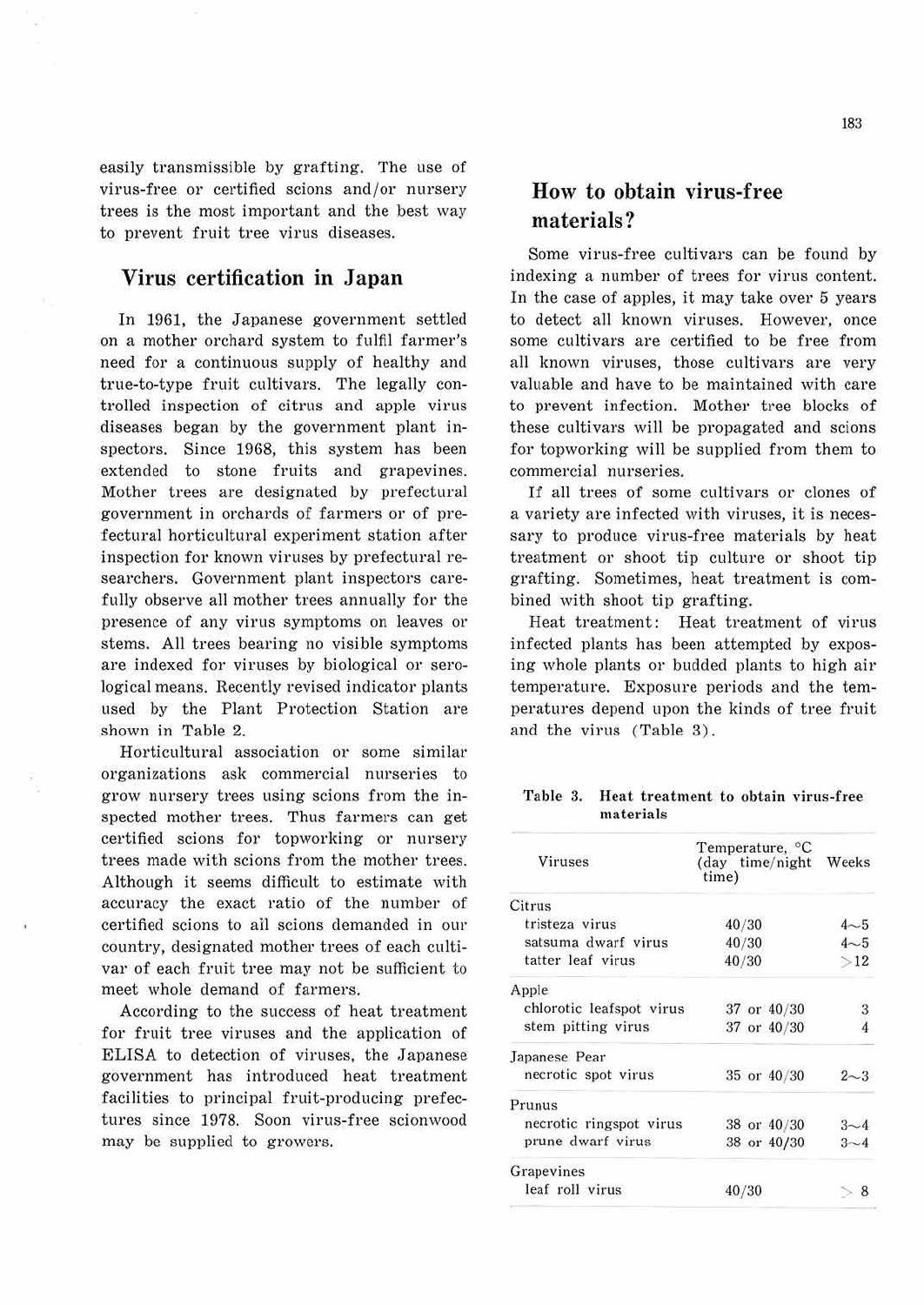easily transmissible by grafting. The use of virus-free or certified scions and/or nursery trees is the most important and the best way to prevent fruit tree virus diseases.

## Virus certification in Japan

In 1961, the Japanese government settled on a mother orchard system to fulfil farmer's need for a continuous supply of healthy and true-to-type fruit cultivars. The legally controlled inspection of citrus and apple virus diseases began by the government plant inspectors. Since 1968, this system has been extended to stone fruits and grapevines. Mother trees are designated by prefectural government in orchards of farmers or of prefectural horticultural experiment station after inspection for known viruses by prefectural researchers. Government plant inspectors carefully observe all mother trees annually for the presence of any virus symptoms on leaves or stems. All trees bearing no visible symptoms are indexed for viruses by biological or serological means. Recently revised indicator plants used by the Plant Protection Station are shown in Table 2.

Horticultural association or some similar organizations ask commercial nurseries to grow nursery trees using scions from the inspected mother trees. Thus farmers can get certified scions for topworking or nursery trees made with scions from the mother trees. Although it seems difficult to estimate with accuracy the exact ratio of the number of certified scions to all scions demanded in our country, designated mother trees of each cultivar of each fruit tree may not be sufficient to meet whole demand of farmers.

According to the success of heat treatment for fruit tree viruses and the application of ELISA to detection of viruses, the Japanese government has introduced heat treatment facilities to principal fruit-producing prefectures since 1978. Soon virus-free scionwood may be supplied to growers.

## How to obtain virus-free materials?

Some virus-free cultivars can be found by indexing a number of trees for virus content. In the case of apples, it may take over 5 years to detect all known viruses. However, once some cultivars are certified to be free from all known viruses, those cultivars are very valuable and have to be maintained with care to prevent infection. Mother tree blocks of these cultivars will be propagated and scions for topworking will be supplied from them to commercial nurseries.

If all trees of some cultivars or clones of a variety are infected with viruses, it is necessary to produce virus-free materials by heat treatment or shoot tip culture or shoot tip grafting. Sometimes, heat treatment is combined with shoot tip grafting.

Heat treatment: Heat treatment of virus infected plants has been attempted by exposing whole plants or budded plants to high air temperature. Exposure periods and the temperatures depend upon the kinds of tree fruit and the virus (Table 3).

**Table 3. Heat treatment to obtain virus-free materials**

| Viruses | Temperature, °C (day time/night time) | Weeks |
|---|---|---|
| Citrus | | |
| tristeza virus | 40/30 | 4～5 |
| satsuma dwarf virus | 40/30 | 4～5 |
| tatter leaf virus | 40/30 | >12 |
| Apple | | |
| chlorotic leafspot virus | 37 or 40/30 | 3 |
| stem pitting virus | 37 or 40/30 | 4 |
| Japanese Pear | | |
| necrotic spot virus | 35 or 40/30 | 2～3 |
| Prunus | | |
| necrotic ringspot virus | 38 or 40/30 | 3～4 |
| prune dwarf virus | 38 or 40/30 | 3～4 |
| Grapevines | | |
| leaf roll virus | 40/30 | > 8 |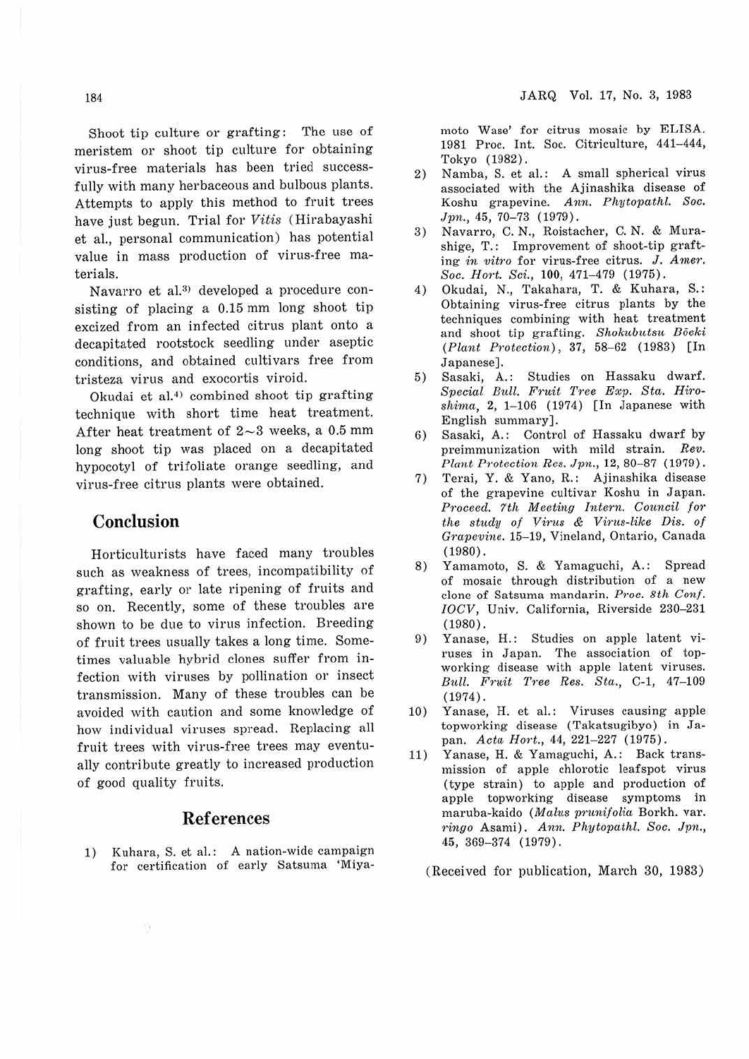Shoot tip culture or grafting: The use of meristem or shoot tip culture for obtaining virus-free materials has been tried successfully with many herbaceous and bulbous plants. Attempts to apply this method to fruit trees have just begun. Trial for *Vitis* (Hirabayashi et al., personal communication) has potential value in mass production of virus-free materials.

Navarro et al.[3] developed a procedure consisting of placing a 0.15 mm long shoot tip excized from an infected citrus plant onto a decapitated rootstock seedling under aseptic conditions, and obtained cultivars free from tristeza virus and exocortis viroid.

Okudai et al.[4] combined shoot tip grafting technique with short time heat treatment. After heat treatment of 2~3 weeks, a 0.5 mm long shoot tip was placed on a decapitated hypocotyl of trifoliate orange seedling, and virus-free citrus plants were obtained.

## Conclusion

Horticulturists have faced many troubles such as weakness of trees, incompatibility of grafting, early or late ripening of fruits and so on. Recently, some of these troubles are shown to be due to virus infection. Breeding of fruit trees usually takes a long time. Sometimes valuable hybrid clones suffer from infection with viruses by pollination or insect transmission. Many of these troubles can be avoided with caution and some knowledge of how individual viruses spread. Replacing all fruit trees with virus-free trees may eventually contribute greatly to increased production of good quality fruits.

## References

1) Kuhara, S. et al.: A nation-wide campaign for certification of early Satsuma 'Miyamoto Wase' for citrus mosaic by ELISA. 1981 Proc. Int. Soc. Citriculture, 441–444, Tokyo (1982).
2) Namba, S. et al.: A small spherical virus associated with the Ajinashika disease of Koshu grapevine. *Ann. Phytopathl. Soc. Jpn.*, 45, 70–73 (1979).
3) Navarro, C. N., Roistacher, C. N. & Murashige, T.: Improvement of shoot-tip grafting *in vitro* for virus-free citrus. *J. Amer. Soc. Hort. Sci.*, 100, 471–479 (1975).
4) Okudai, N., Takahara, T. & Kuhara, S.: Obtaining virus-free citrus plants by the techniques combining with heat treatment and shoot tip grafting. *Shokubutsu Bōeki (Plant Protection)*, 37, 58–62 (1983) [In Japanese].
5) Sasaki, A.: Studies on Hassaku dwarf. *Special Bull. Fruit Tree Exp. Sta. Hiroshima*, 2, 1–106 (1974) [In Japanese with English summary].
6) Sasaki, A.: Control of Hassaku dwarf by preimmunization with mild strain. *Rev. Plant Protection Res. Jpn.*, 12, 80–87 (1979).
7) Terai, Y. & Yano, R.: Ajinashika disease of the grapevine cultivar Koshu in Japan. *Proceed. 7th Meeting Intern. Council for the study of Virus & Virus-like Dis. of Grapevine.* 15–19, Vineland, Ontario, Canada (1980).
8) Yamamoto, S. & Yamaguchi, A.: Spread of mosaic through distribution of a new clone of Satsuma mandarin. *Proc. 8th Conf. IOCV*, Univ. California, Riverside 230–231 (1980).
9) Yanase, H.: Studies on apple latent viruses in Japan. The association of topworking disease with apple latent viruses. *Bull. Fruit Tree Res. Sta.*, C-1, 47–109 (1974).
10) Yanase, H. et al.: Viruses causing apple topworking disease (Takatsugibyo) in Japan. *Acta Hort.*, 44, 221–227 (1975).
11) Yanase, H. & Yamaguchi, A.: Back transmission of apple chlorotic leafspot virus (type strain) to apple and production of apple topworking disease symptoms in maruba-kaido (*Malus prunifolia* Borkh. var. *ringo* Asami). *Ann. Phytopathl. Soc. Jpn.*, 45, 369–374 (1979).

(Received for publication, March 30, 1983)